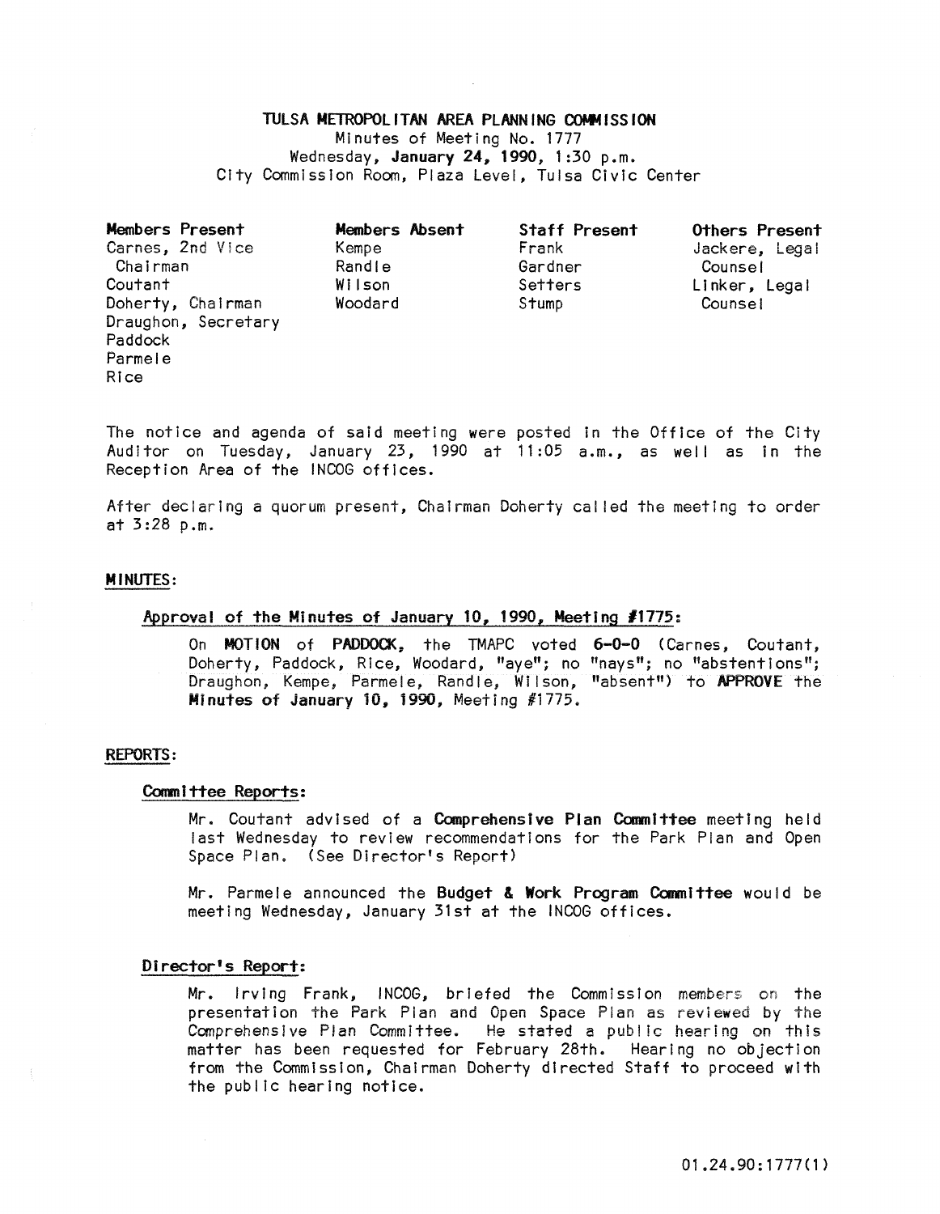# TULSA METROPOLITAN AREA PLANNING COMMISSION

Minutes of Meeting No. 1777
Wednesday, **January 24, 1990**, 1:30 p.m.
City Commission Room, Plaza Level, Tulsa Civic Center

| **Members Present** | **Members Absent** | **Staff Present** | **Others Present** |
|---|---|---|---|
| Carnes, 2nd Vice Chairman | Kempe | Frank | Jackere, Legal Counsel |
| Coutant | Randle | Gardner | Linker, Legal Counsel |
| Doherty, Chairman | Wilson | Setters | |
| Draughon, Secretary | Woodard | Stump | |
| Paddock | | | |
| Parmele | | | |
| Rice | | | |

The notice and agenda of said meeting were posted in the Office of the City Auditor on Tuesday, January 23, 1990 at 11:05 a.m., as well as in the Reception Area of the INCOG offices.

After declaring a quorum present, Chairman Doherty called the meeting to order at 3:28 p.m.

## MINUTES:

### Approval of the Minutes of January 10, 1990, Meeting #1775:

On **MOTION** of **PADDOCK**, the TMAPC voted **6-0-0** (Carnes, Coutant, Doherty, Paddock, Rice, Woodard, "aye"; no "nays"; no "abstentions"; Draughon, Kempe, Parmele, Randle, Wilson, "absent") to **APPROVE** the **Minutes of January 10, 1990**, Meeting #1775.

## REPORTS:

### Committee Reports:

Mr. Coutant advised of a **Comprehensive Plan Committee** meeting held last Wednesday to review recommendations for the Park Plan and Open Space Plan. (See Director's Report)

Mr. Parmele announced the **Budget & Work Program Committee** would be meeting Wednesday, January 31st at the INCOG offices.

### Director's Report:

Mr. Irving Frank, INCOG, briefed the Commission members on the presentation the Park Plan and Open Space Plan as reviewed by the Comprehensive Plan Committee. He stated a public hearing on this matter has been requested for February 28th. Hearing no objection from the Commission, Chairman Doherty directed Staff to proceed with the public hearing notice.

01.24.90:1777(1)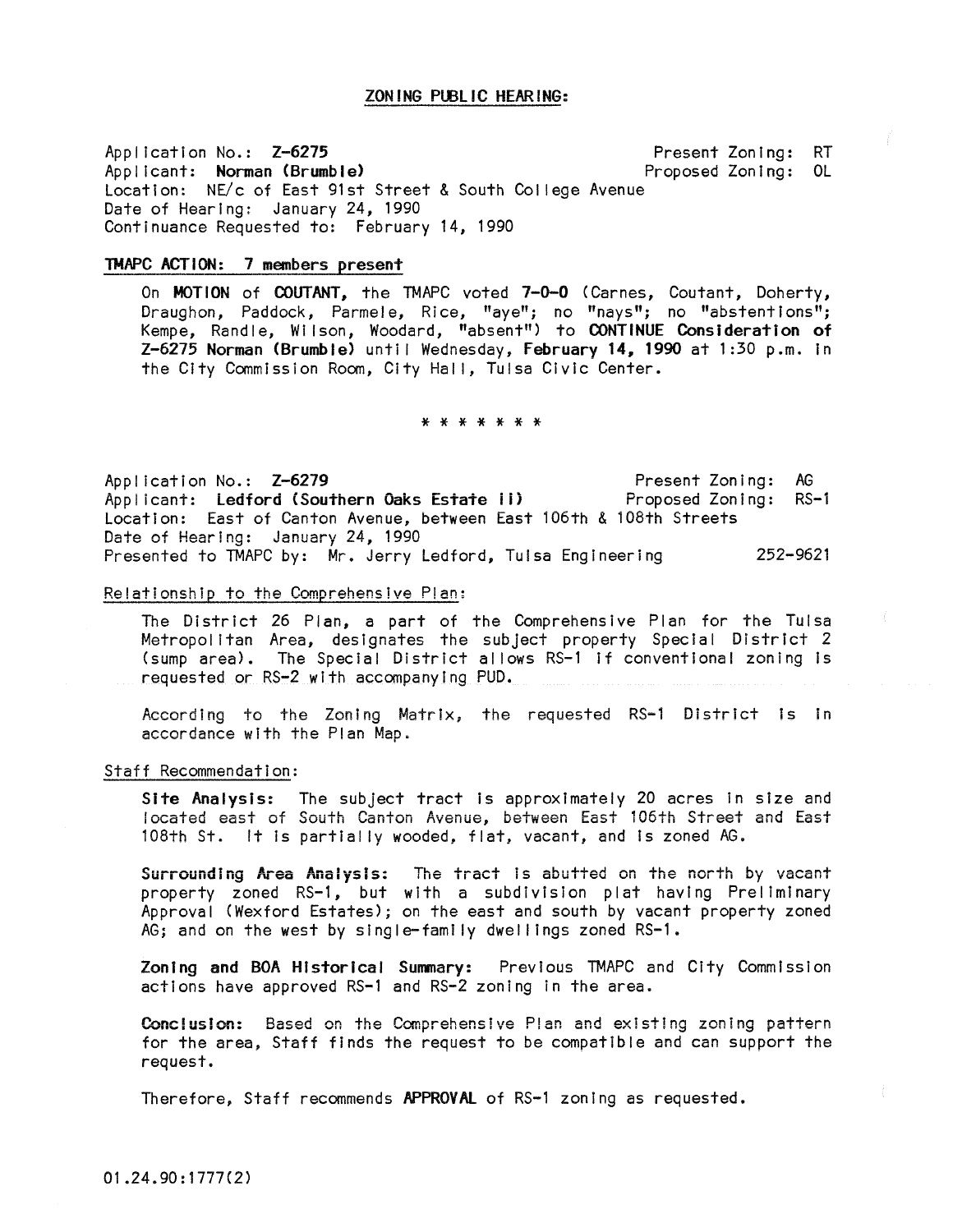## ZONING PUBLIC HEARING:

Application No.: **Z-6275** Present Zoning: RT
Applicant: **Norman (Brumble)** Proposed Zoning: OL
Location: NE/c of East 91st Street & South College Avenue
Date of Hearing: January 24, 1990
Continuance Requested to: February 14, 1990

**TMAPC ACTION: 7 members present**

On **MOTION** of **COUTANT,** the TMAPC voted **7-0-0** (Carnes, Coutant, Doherty, Draughon, Paddock, Parmele, Rice, "aye"; no "nays"; no "abstentions"; Kempe, Randle, Wilson, Woodard, "absent") to **CONTINUE Consideration of Z-6275 Norman (Brumble)** until Wednesday, **February 14, 1990** at 1:30 p.m. in the City Commission Room, City Hall, Tulsa Civic Center.

* * * * * * *

Application No.: **Z-6279** Present Zoning: AG
Applicant: **Ledford (Southern Oaks Estate II)** Proposed Zoning: RS-1
Location: East of Canton Avenue, between East 106th & 108th Streets
Date of Hearing: January 24, 1990
Presented to TMAPC by: Mr. Jerry Ledford, Tulsa Engineering 252-9621

Relationship to the Comprehensive Plan:

The District 26 Plan, a part of the Comprehensive Plan for the Tulsa Metropolitan Area, designates the subject property Special District 2 (sump area). The Special District allows RS-1 if conventional zoning is requested or RS-2 with accompanying PUD.

According to the Zoning Matrix, the requested RS-1 District is in accordance with the Plan Map.

Staff Recommendation:

**Site Analysis:** The subject tract is approximately 20 acres in size and located east of South Canton Avenue, between East 106th Street and East 108th St. It is partially wooded, flat, vacant, and is zoned AG.

**Surrounding Area Analysis:** The tract is abutted on the north by vacant property zoned RS-1, but with a subdivision plat having Preliminary Approval (Wexford Estates); on the east and south by vacant property zoned AG; and on the west by single-family dwellings zoned RS-1.

**Zoning and BOA Historical Summary:** Previous TMAPC and City Commission actions have approved RS-1 and RS-2 zoning in the area.

**Conclusion:** Based on the Comprehensive Plan and existing zoning pattern for the area, Staff finds the request to be compatible and can support the request.

Therefore, Staff recommends **APPROVAL** of RS-1 zoning as requested.

01.24.90:1777(2)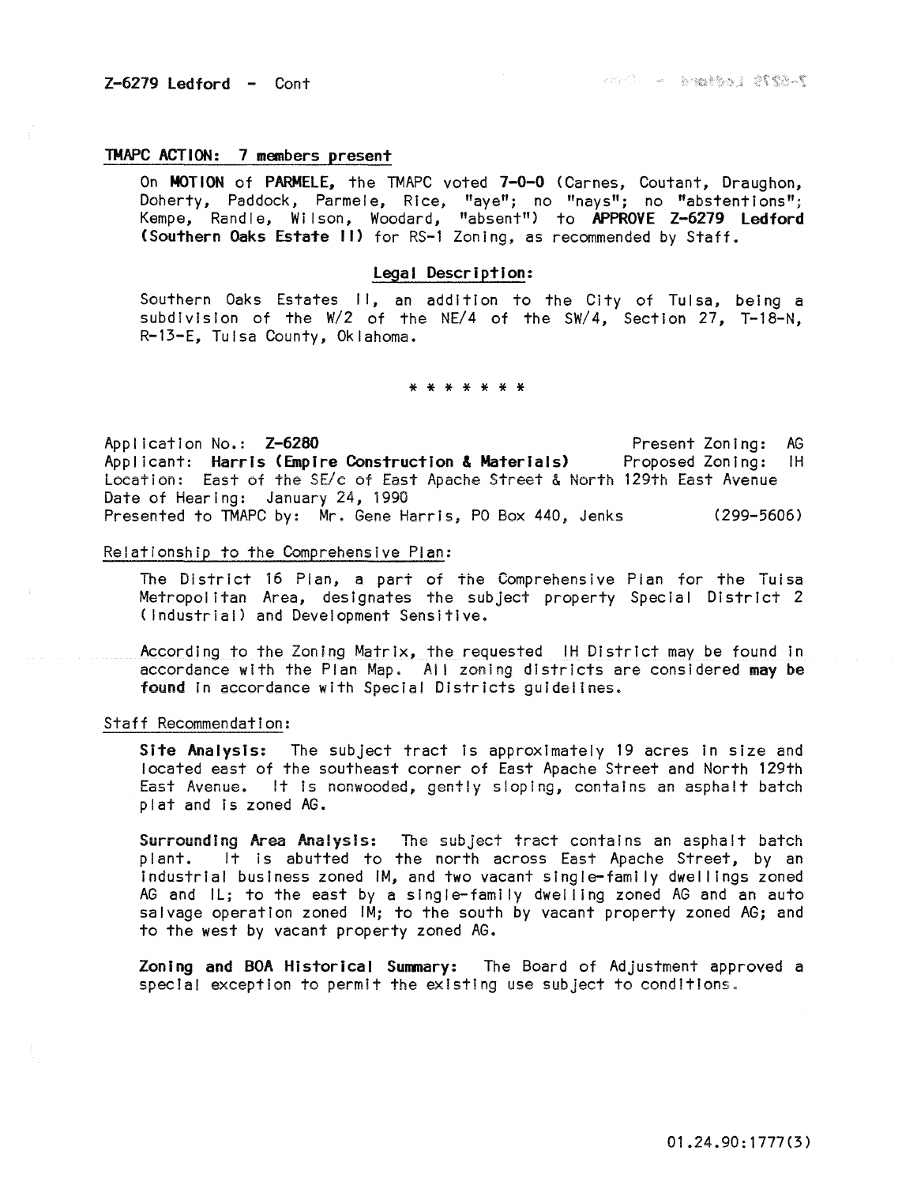Z-6279 Ledford - Cont

### TMAPC ACTION: 7 members present

On **MOTION** of **PARMELE**, the TMAPC voted **7-0-0** (Carnes, Coutant, Draughon, Doherty, Paddock, Parmele, Rice, "aye"; no "nays"; no "abstentions"; Kempe, Randle, Wilson, Woodard, "absent") to **APPROVE Z-6279 Ledford (Southern Oaks Estate II)** for RS-1 Zoning, as recommended by Staff.

**Legal Description:**

Southern Oaks Estates II, an addition to the City of Tulsa, being a subdivision of the W/2 of the NE/4 of the SW/4, Section 27, T-18-N, R-13-E, Tulsa County, Oklahoma.

* * * * * * *

Application No.: **Z-6280** Present Zoning: AG
Applicant: **Harris (Empire Construction & Materials)** Proposed Zoning: IH
Location: East of the SE/c of East Apache Street & North 129th East Avenue
Date of Hearing: January 24, 1990
Presented to TMAPC by: Mr. Gene Harris, PO Box 440, Jenks (299-5606)

Relationship to the Comprehensive Plan:

The District 16 Plan, a part of the Comprehensive Plan for the Tulsa Metropolitan Area, designates the subject property Special District 2 (Industrial) and Development Sensitive.

According to the Zoning Matrix, the requested IH District may be found in accordance with the Plan Map. All zoning districts are considered **may be found** in accordance with Special Districts guidelines.

Staff Recommendation:

**Site Analysis:** The subject tract is approximately 19 acres in size and located east of the southeast corner of East Apache Street and North 129th East Avenue. It is nonwooded, gently sloping, contains an asphalt batch plat and is zoned AG.

**Surrounding Area Analysis:** The subject tract contains an asphalt batch plant. It is abutted to the north across East Apache Street, by an industrial business zoned IM, and two vacant single-family dwellings zoned AG and IL; to the east by a single-family dwelling zoned AG and an auto salvage operation zoned IM; to the south by vacant property zoned AG; and to the west by vacant property zoned AG.

**Zoning and BOA Historical Summary:** The Board of Adjustment approved a special exception to permit the existing use subject to conditions.

01.24.90:1777(3)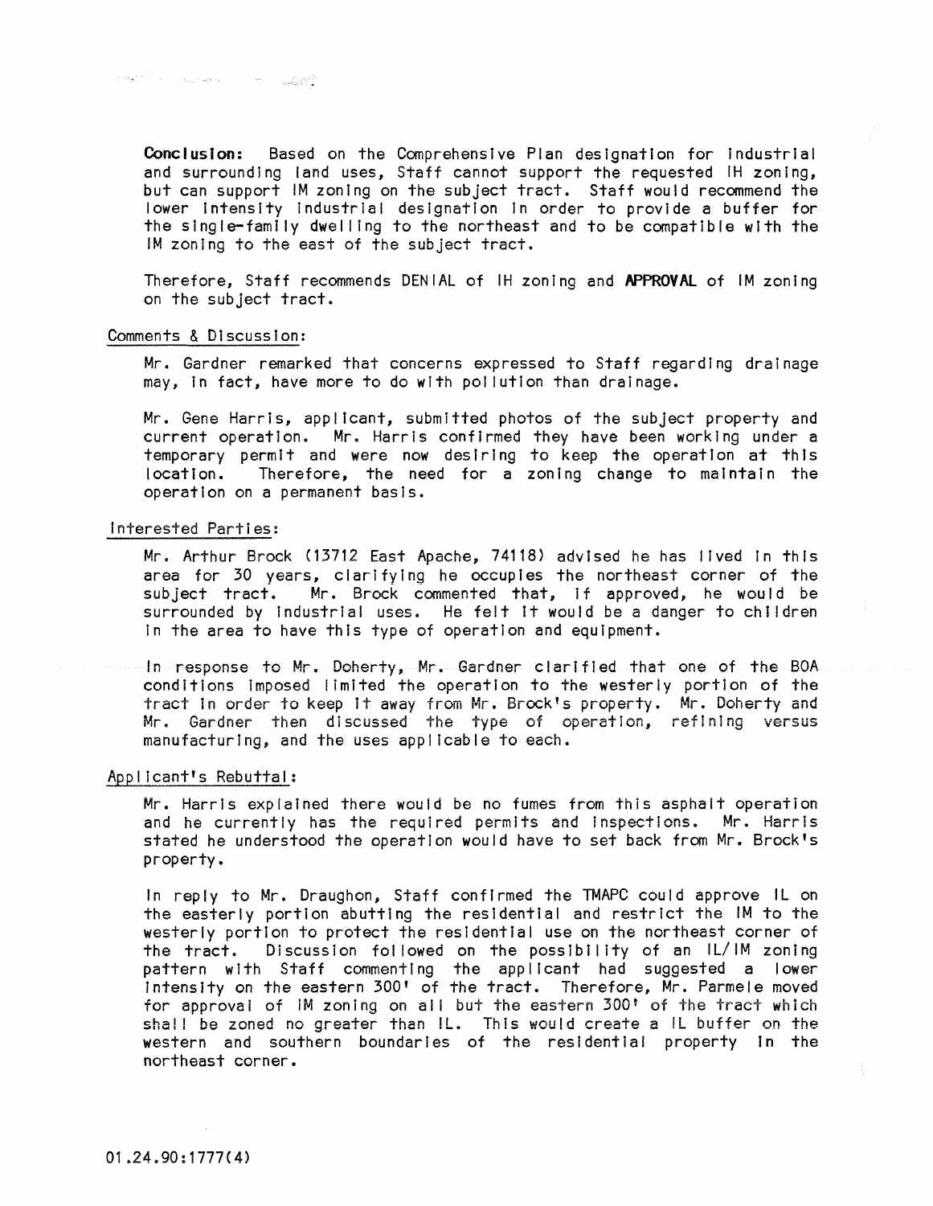**Conclusion:** Based on the Comprehensive Plan designation for industrial and surrounding land uses, Staff cannot support the requested IH zoning, but can support IM zoning on the subject tract. Staff would recommend the lower intensity industrial designation in order to provide a buffer for the single-family dwelling to the northeast and to be compatible with the IM zoning to the east of the subject tract.

Therefore, Staff recommends DENIAL of IH zoning and **APPROVAL** of IM zoning on the subject tract.

Comments & Discussion:

Mr. Gardner remarked that concerns expressed to Staff regarding drainage may, in fact, have more to do with pollution than drainage.

Mr. Gene Harris, applicant, submitted photos of the subject property and current operation. Mr. Harris confirmed they have been working under a temporary permit and were now desiring to keep the operation at this location. Therefore, the need for a zoning change to maintain the operation on a permanent basis.

Interested Parties:

Mr. Arthur Brock (13712 East Apache, 74118) advised he has lived in this area for 30 years, clarifying he occupies the northeast corner of the subject tract. Mr. Brock commented that, if approved, he would be surrounded by industrial uses. He felt it would be a danger to children in the area to have this type of operation and equipment.

In response to Mr. Doherty, Mr. Gardner clarified that one of the BOA conditions imposed limited the operation to the westerly portion of the tract in order to keep it away from Mr. Brock's property. Mr. Doherty and Mr. Gardner then discussed the type of operation, refining versus manufacturing, and the uses applicable to each.

Applicant's Rebuttal:

Mr. Harris explained there would be no fumes from this asphalt operation and he currently has the required permits and inspections. Mr. Harris stated he understood the operation would have to set back from Mr. Brock's property.

In reply to Mr. Draughon, Staff confirmed the TMAPC could approve IL on the easterly portion abutting the residential and restrict the IM to the westerly portion to protect the residential use on the northeast corner of the tract. Discussion followed on the possibility of an IL/IM zoning pattern with Staff commenting the applicant had suggested a lower intensity on the eastern 300' of the tract. Therefore, Mr. Parmele moved for approval of IM zoning on all but the eastern 300' of the tract which shall be zoned no greater than IL. This would create a IL buffer on the western and southern boundaries of the residential property in the northeast corner.

01.24.90:1777(4)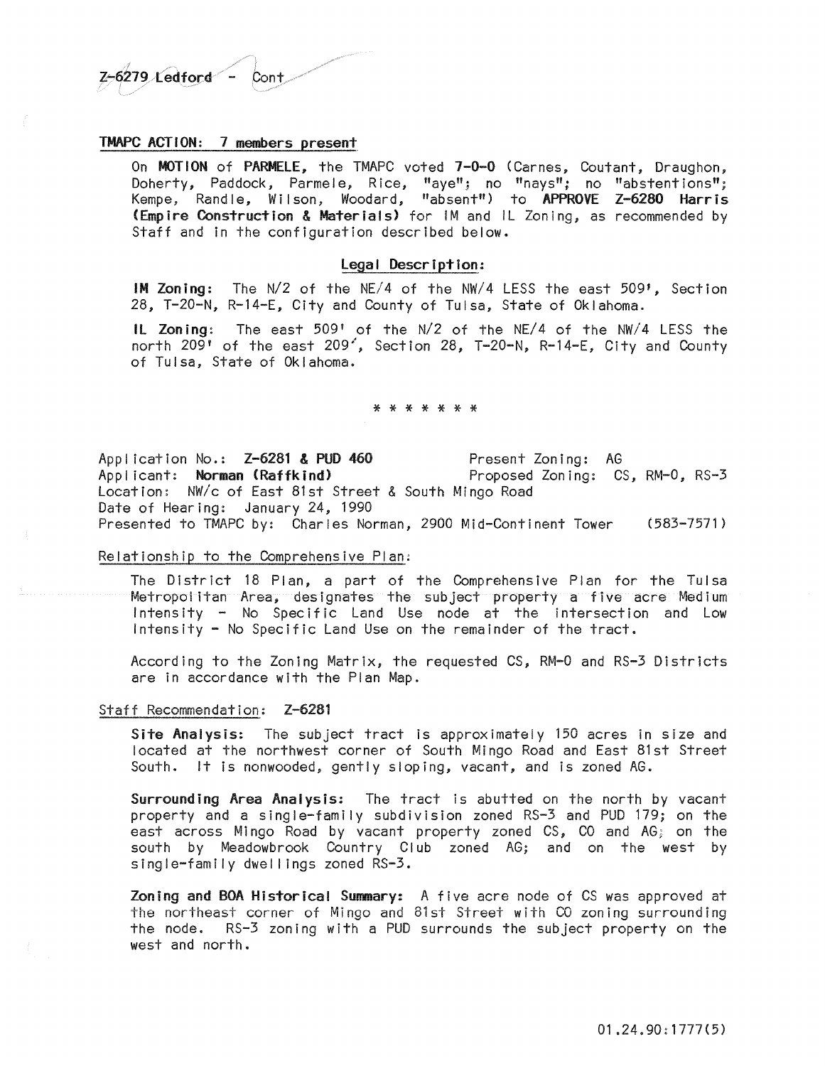Z-6279 Ledford - Cont

### TMAPC ACTION: 7 members present

On **MOTION** of **PARMELE**, the TMAPC voted **7-0-0** (Carnes, Coutant, Draughon, Doherty, Paddock, Parmele, Rice, "aye"; no "nays"; no "abstentions"; Kempe, Randle, Wilson, Woodard, "absent") to **APPROVE Z-6280 Harris (Empire Construction & Materials)** for IM and IL Zoning, as recommended by Staff and in the configuration described below.

**Legal Description:**

**IM Zoning:** The N/2 of the NE/4 of the NW/4 LESS the east 509', Section 28, T-20-N, R-14-E, City and County of Tulsa, State of Oklahoma.

**IL Zoning:** The east 509' of the N/2 of the NE/4 of the NW/4 LESS the north 209' of the east 209', Section 28, T-20-N, R-14-E, City and County of Tulsa, State of Oklahoma.

\* \* \* \* \* \* \*

Application No.: **Z-6281 & PUD 460** — Present Zoning: AG
Applicant: **Norman (Raffkind)** — Proposed Zoning: CS, RM-0, RS-3
Location: NW/c of East 81st Street & South Mingo Road
Date of Hearing: January 24, 1990
Presented to TMAPC by: Charles Norman, 2900 Mid-Continent Tower (583-7571)

Relationship to the Comprehensive Plan:

The District 18 Plan, a part of the Comprehensive Plan for the Tulsa Metropolitan Area, designates the subject property a five acre Medium Intensity - No Specific Land Use node at the intersection and Low Intensity - No Specific Land Use on the remainder of the tract.

According to the Zoning Matrix, the requested CS, RM-0 and RS-3 Districts are in accordance with the Plan Map.

Staff Recommendation: Z-6281

**Site Analysis:** The subject tract is approximately 150 acres in size and located at the northwest corner of South Mingo Road and East 81st Street South. It is nonwooded, gently sloping, vacant, and is zoned AG.

**Surrounding Area Analysis:** The tract is abutted on the north by vacant property and a single-family subdivision zoned RS-3 and PUD 179; on the east across Mingo Road by vacant property zoned CS, CO and AG; on the south by Meadowbrook Country Club zoned AG; and on the west by single-family dwellings zoned RS-3.

**Zoning and BOA Historical Summary:** A five acre node of CS was approved at the northeast corner of Mingo and 81st Street with CO zoning surrounding the node. RS-3 zoning with a PUD surrounds the subject property on the west and north.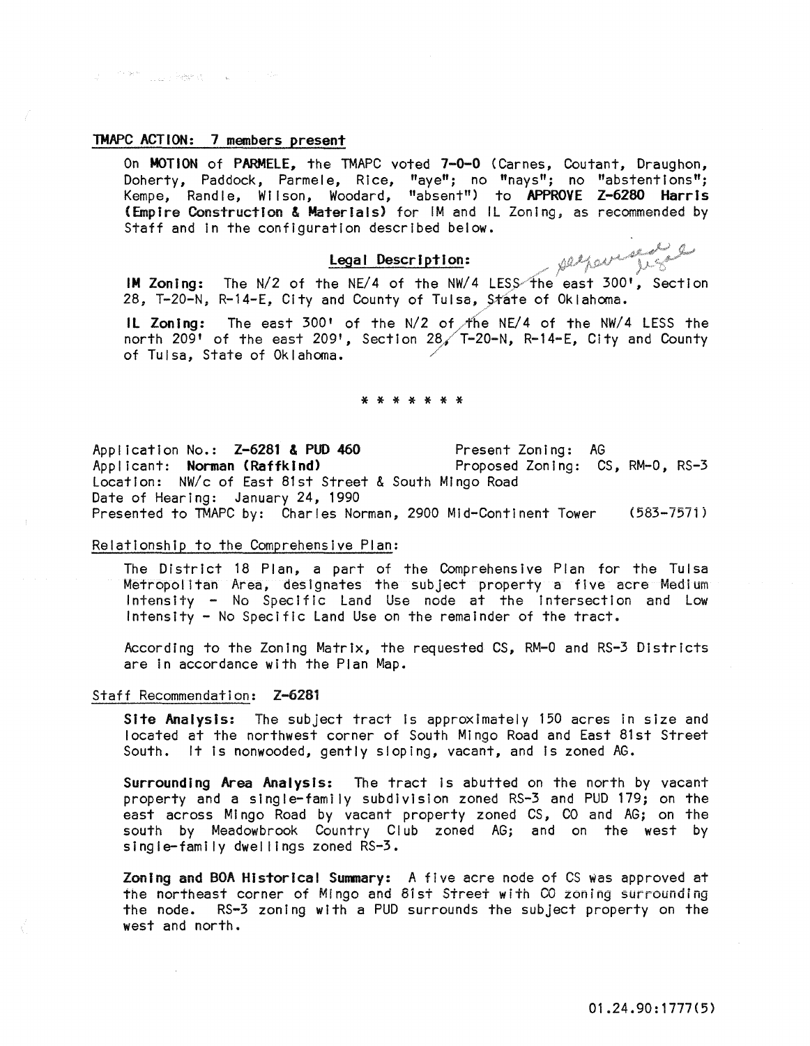## TMAPC ACTION: 7 members present

On **MOTION** of **PARMELE**, the TMAPC voted **7-0-0** (Carnes, Coutant, Draughon, Doherty, Paddock, Parmele, Rice, "aye"; no "nays"; no "abstentions"; Kempe, Randle, Wilson, Woodard, "absent") to **APPROVE Z-6280 Harris (Empire Construction & Materials)** for IM and IL Zoning, as recommended by Staff and in the configuration described below.

**Legal Description:**

**IM Zoning:** The N/2 of the NE/4 of the NW/4 LESS the east 300', Section 28, T-20-N, R-14-E, City and County of Tulsa, State of Oklahoma.

**IL Zoning:** The east 300' of the N/2 of the NE/4 of the NW/4 LESS the north 209' of the east 209', Section 28, T-20-N, R-14-E, City and County of Tulsa, State of Oklahoma.

\* \* \* \* \* \* \*

Application No.: **Z-6281 & PUD 460** Present Zoning: AG
Applicant: **Norman (Raffkind)** Proposed Zoning: CS, RM-0, RS-3
Location: NW/c of East 81st Street & South Mingo Road
Date of Hearing: January 24, 1990
Presented to TMAPC by: Charles Norman, 2900 Mid-Continent Tower (583-7571)

Relationship to the Comprehensive Plan:

The District 18 Plan, a part of the Comprehensive Plan for the Tulsa Metropolitan Area, designates the subject property a five acre Medium Intensity - No Specific Land Use node at the intersection and Low Intensity - No Specific Land Use on the remainder of the tract.

According to the Zoning Matrix, the requested CS, RM-0 and RS-3 Districts are in accordance with the Plan Map.

Staff Recommendation: Z-6281

**Site Analysis:** The subject tract is approximately 150 acres in size and located at the northwest corner of South Mingo Road and East 81st Street South. It is nonwooded, gently sloping, vacant, and is zoned AG.

**Surrounding Area Analysis:** The tract is abutted on the north by vacant property and a single-family subdivision zoned RS-3 and PUD 179; on the east across Mingo Road by vacant property zoned CS, CO and AG; on the south by Meadowbrook Country Club zoned AG; and on the west by single-family dwellings zoned RS-3.

**Zoning and BOA Historical Summary:** A five acre node of CS was approved at the northeast corner of Mingo and 81st Street with CO zoning surrounding the node. RS-3 zoning with a PUD surrounds the subject property on the west and north.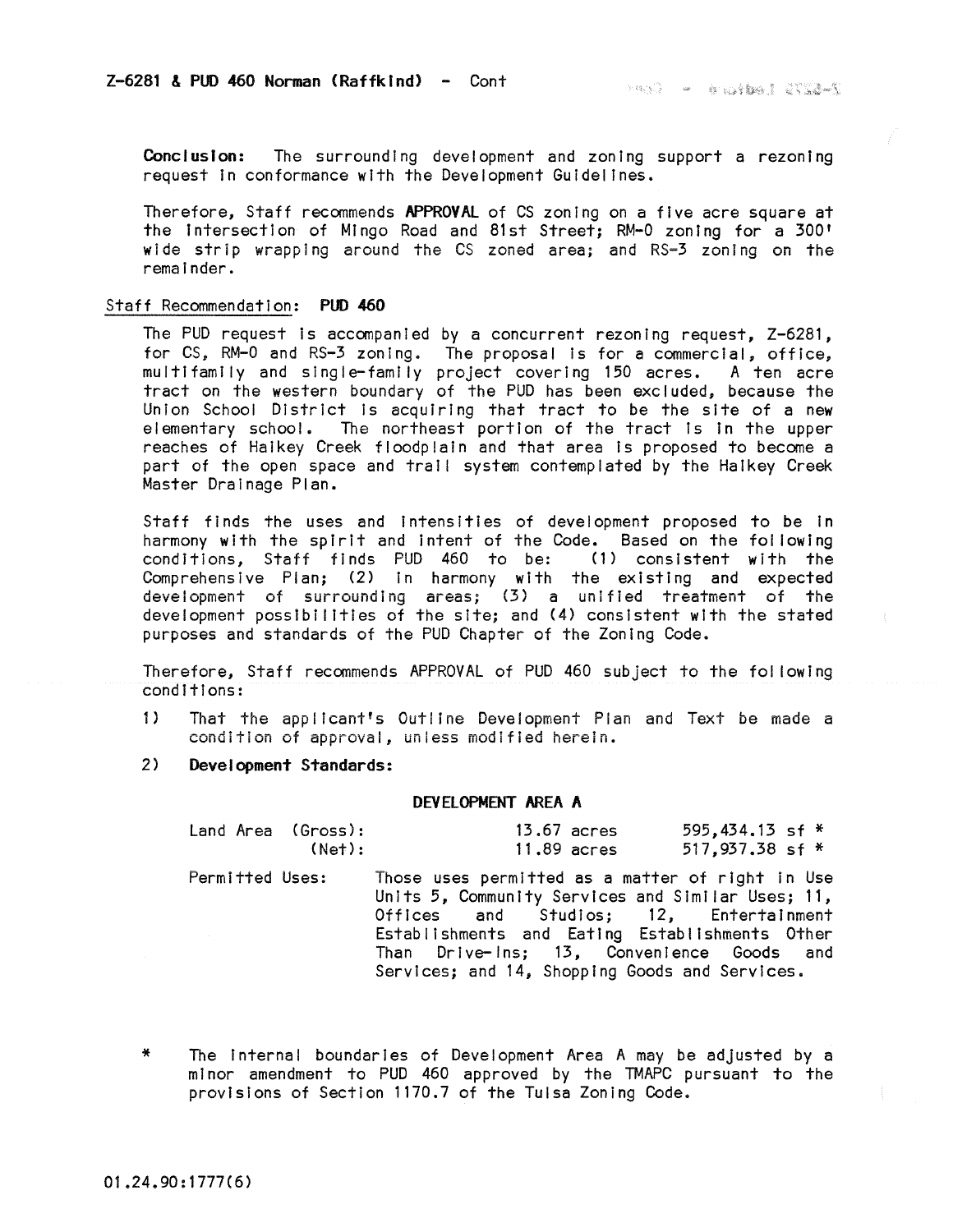Z-6281 & PUD 460 Norman (Raffkind) - Cont

**Conclusion:** The surrounding development and zoning support a rezoning request in conformance with the Development Guidelines.

Therefore, Staff recommends **APPROVAL** of CS zoning on a five acre square at the intersection of Mingo Road and 81st Street; RM-0 zoning for a 300' wide strip wrapping around the CS zoned area; and RS-3 zoning on the remainder.

Staff Recommendation: **PUD 460**

The PUD request is accompanied by a concurrent rezoning request, Z-6281, for CS, RM-0 and RS-3 zoning. The proposal is for a commercial, office, multifamily and single-family project covering 150 acres. A ten acre tract on the western boundary of the PUD has been excluded, because the Union School District is acquiring that tract to be the site of a new elementary school. The northeast portion of the tract is in the upper reaches of Haikey Creek floodplain and that area is proposed to become a part of the open space and trail system contemplated by the Haikey Creek Master Drainage Plan.

Staff finds the uses and intensities of development proposed to be in harmony with the spirit and intent of the Code. Based on the following conditions, Staff finds PUD 460 to be: (1) consistent with the Comprehensive Plan; (2) in harmony with the existing and expected development of surrounding areas; (3) a unified treatment of the development possibilities of the site; and (4) consistent with the stated purposes and standards of the PUD Chapter of the Zoning Code.

Therefore, Staff recommends APPROVAL of PUD 460 subject to the following conditions:

1) That the applicant's Outline Development Plan and Text be made a condition of approval, unless modified herein.

2) **Development Standards:**

**DEVELOPMENT AREA A**

| | | |
|---|---|---|
| Land Area (Gross): | 13.67 acres | 595,434.13 sf * |
| (Net): | 11.89 acres | 517,937.38 sf * |

Permitted Uses: Those uses permitted as a matter of right in Use Units 5, Community Services and Similar Uses; 11, Offices and Studios; 12, Entertainment Establishments and Eating Establishments Other Than Drive-Ins; 13, Convenience Goods and Services; and 14, Shopping Goods and Services.

\* The internal boundaries of Development Area A may be adjusted by a minor amendment to PUD 460 approved by the TMAPC pursuant to the provisions of Section 1170.7 of the Tulsa Zoning Code.

01.24.90:1777(6)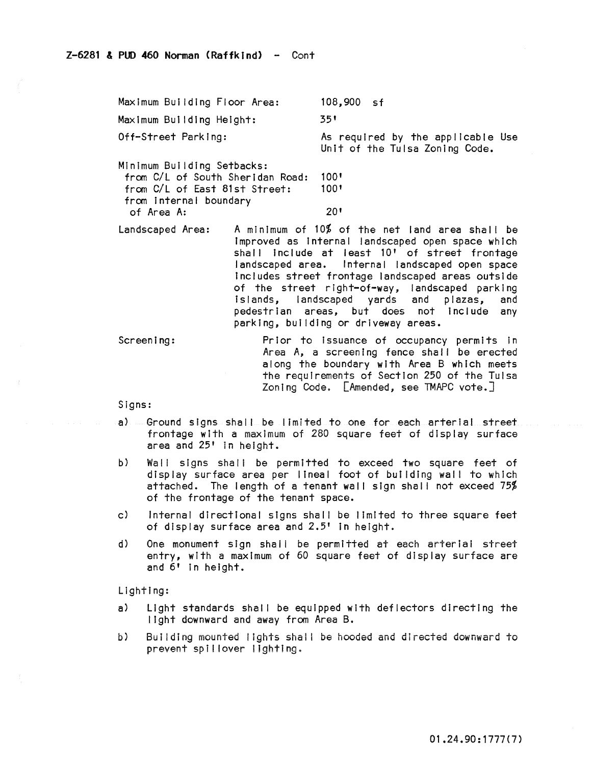**Z-6281 & PUD 460 Norman (Raffkind) - Cont**

| | |
|---|---|
| Maximum Building Floor Area: | 108,900 sf |
| Maximum Building Height: | 35' |
| Off-Street Parking: | As required by the applicable Use Unit of the Tulsa Zoning Code. |
| Minimum Building Setbacks: | |
| from C/L of South Sheridan Road: | 100' |
| from C/L of East 81st Street: | 100' |
| from internal boundary of Area A: | 20' |

Landscaped Area: A minimum of 10% of the net land area shall be improved as internal landscaped open space which shall include at least 10' of street frontage landscaped area. Internal landscaped open space includes street frontage landscaped areas outside of the street right-of-way, landscaped parking islands, landscaped yards and plazas, and pedestrian areas, but does not include any parking, building or driveway areas.

Screening: Prior to issuance of occupancy permits in Area A, a screening fence shall be erected along the boundary with Area B which meets the requirements of Section 250 of the Tulsa Zoning Code. [Amended, see TMAPC vote.]

Signs:

a) Ground signs shall be limited to one for each arterial street frontage with a maximum of 280 square feet of display surface area and 25' in height.

b) Wall signs shall be permitted to exceed two square feet of display surface area per lineal foot of building wall to which attached. The length of a tenant wall sign shall not exceed 75% of the frontage of the tenant space.

c) Internal directional signs shall be limited to three square feet of display surface area and 2.5' in height.

d) One monument sign shall be permitted at each arterial street entry, with a maximum of 60 square feet of display surface are and 6' in height.

Lighting:

a) Light standards shall be equipped with deflectors directing the light downward and away from Area B.

b) Building mounted lights shall be hooded and directed downward to prevent spillover lighting.

01.24.90:1777(7)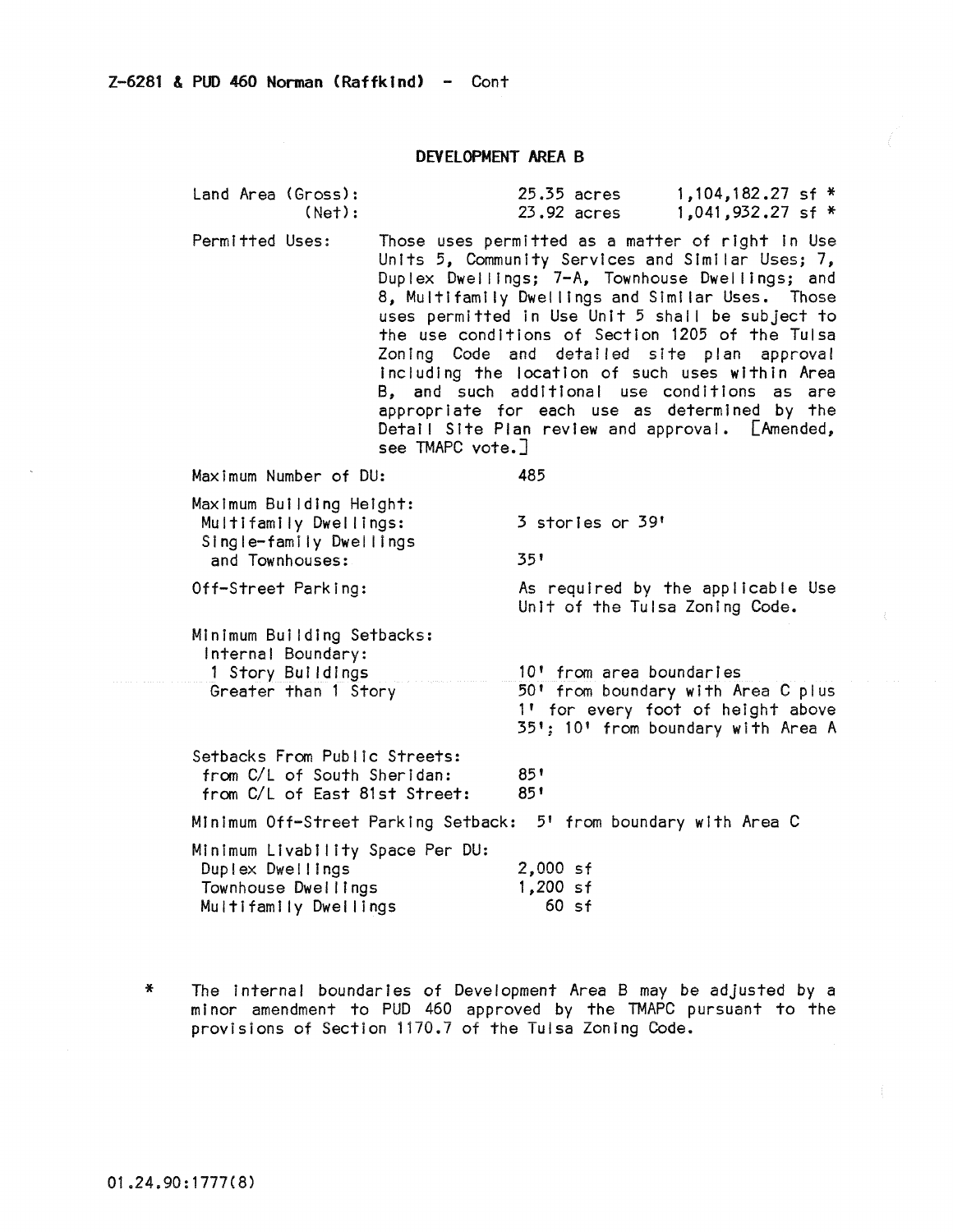Z-6281 & PUD 460 Norman (Raffkind) - Cont

## DEVELOPMENT AREA B

| | | |
|---|---|---|
| Land Area (Gross): | 25.35 acres | 1,104,182.27 sf * |
| (Net): | 23.92 acres | 1,041,932.27 sf * |

Permitted Uses: Those uses permitted as a matter of right in Use Units 5, Community Services and Similar Uses; 7, Duplex Dwellings; 7-A, Townhouse Dwellings; and 8, Multifamily Dwellings and Similar Uses. Those uses permitted in Use Unit 5 shall be subject to the use conditions of Section 1205 of the Tulsa Zoning Code and detailed site plan approval including the location of such uses within Area B, and such additional use conditions as are appropriate for each use as determined by the Detail Site Plan review and approval. [Amended, see TMAPC vote.]

| | |
|---|---|
| Maximum Number of DU: | 485 |
| Maximum Building Height: | |
| Multifamily Dwellings: | 3 stories or 39' |
| Single-family Dwellings and Townhouses: | 35' |
| Off-Street Parking: | As required by the applicable Use Unit of the Tulsa Zoning Code. |
| Minimum Building Setbacks: | |
| Internal Boundary: | |
| 1 Story Buildings | 10' from area boundaries |
| Greater than 1 Story | 50' from boundary with Area C plus 1' for every foot of height above 35'; 10' from boundary with Area A |
| Setbacks From Public Streets: | |
| from C/L of South Sheridan: | 85' |
| from C/L of East 81st Street: | 85' |
| Minimum Off-Street Parking Setback: | 5' from boundary with Area C |
| Minimum Livability Space Per DU: | |
| Duplex Dwellings | 2,000 sf |
| Townhouse Dwellings | 1,200 sf |
| Multifamily Dwellings | 60 sf |

\* The internal boundaries of Development Area B may be adjusted by a minor amendment to PUD 460 approved by the TMAPC pursuant to the provisions of Section 1170.7 of the Tulsa Zoning Code.

01.24.90:1777(8)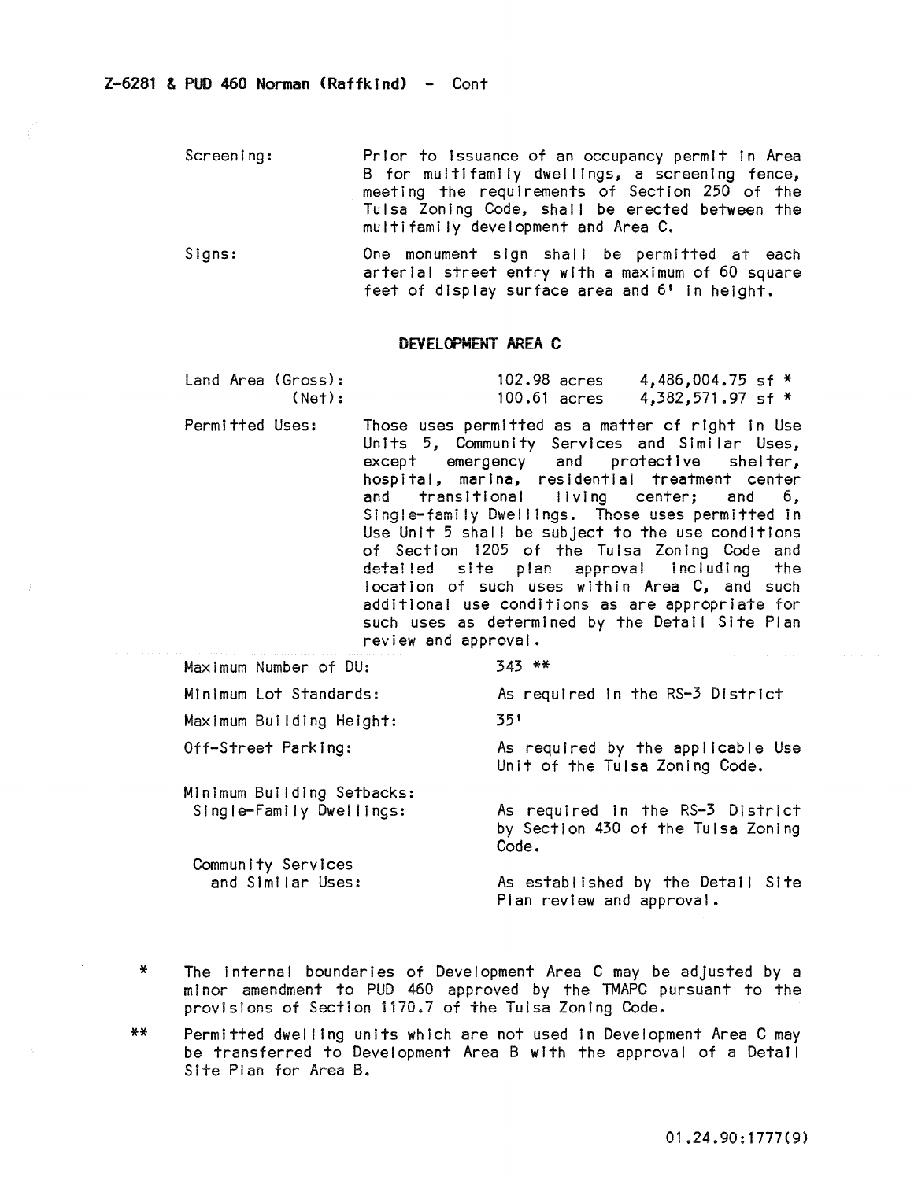**Z-6281 & PUD 460 Norman (Raffkind) - Cont**

Screening: Prior to issuance of an occupancy permit in Area B for multifamily dwellings, a screening fence, meeting the requirements of Section 250 of the Tulsa Zoning Code, shall be erected between the multifamily development and Area C.

Signs: One monument sign shall be permitted at each arterial street entry with a maximum of 60 square feet of display surface area and 6' in height.

**DEVELOPMENT AREA C**

| | | |
|---|---|---|
| Land Area (Gross): | 102.98 acres | 4,486,004.75 sf * |
| (Net): | 100.61 acres | 4,382,571.97 sf * |

Permitted Uses: Those uses permitted as a matter of right in Use Units 5, Community Services and Similar Uses, except emergency and protective shelter, hospital, marina, residential treatment center and transitional living center; and 6, Single-family Dwellings. Those uses permitted in Use Unit 5 shall be subject to the use conditions of Section 1205 of the Tulsa Zoning Code and detailed site plan approval including the location of such uses within Area C, and such additional use conditions as are appropriate for such uses as determined by the Detail Site Plan review and approval.

| | |
|---|---|
| Maximum Number of DU: | 343 ** |
| Minimum Lot Standards: | As required in the RS-3 District |
| Maximum Building Height: | 35' |
| Off-Street Parking: | As required by the applicable Use Unit of the Tulsa Zoning Code. |
| Minimum Building Setbacks: | |
| Single-Family Dwellings: | As required in the RS-3 District by Section 430 of the Tulsa Zoning Code. |
| Community Services and Similar Uses: | As established by the Detail Site Plan review and approval. |

\* The internal boundaries of Development Area C may be adjusted by a minor amendment to PUD 460 approved by the TMAPC pursuant to the provisions of Section 1170.7 of the Tulsa Zoning Code.

\*\* Permitted dwelling units which are not used in Development Area C may be transferred to Development Area B with the approval of a Detail Site Plan for Area B.

01.24.90:1777(9)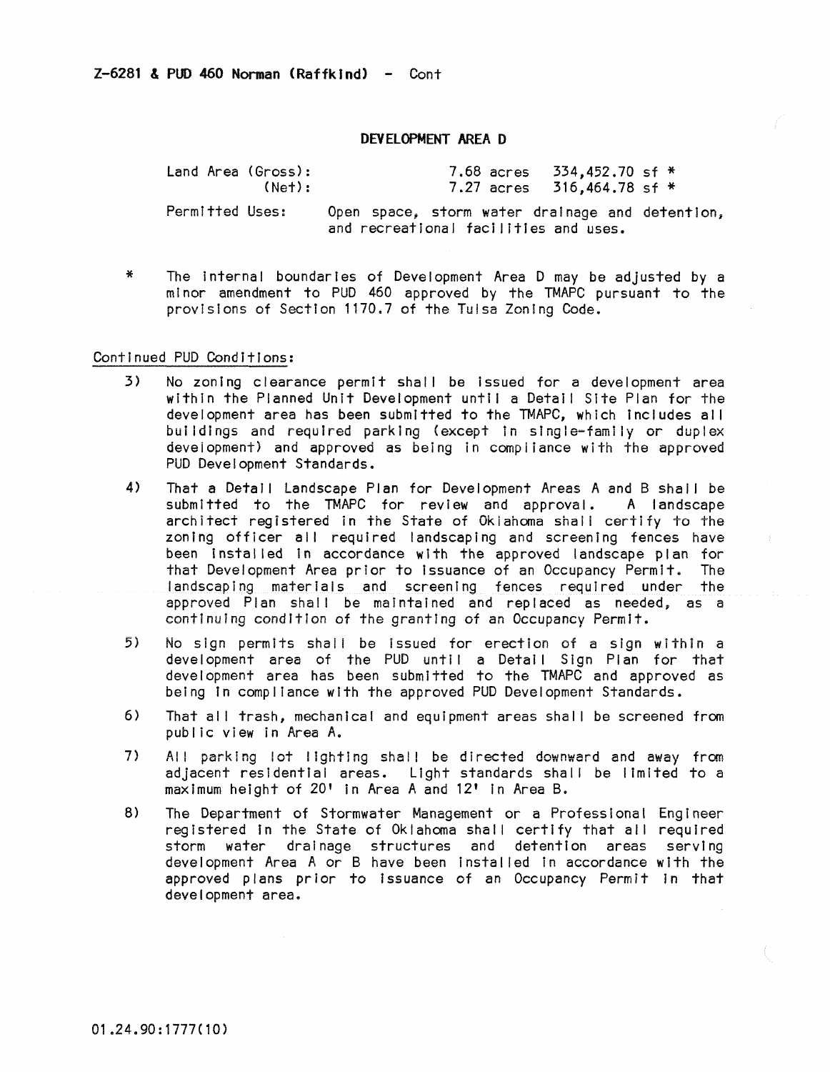Z-6281 & PUD 460 Norman (Raffkind) - Cont

**DEVELOPMENT AREA D**

| | | |
|---|---|---|
| Land Area (Gross): | 7.68 acres | 334,452.70 sf * |
| (Net): | 7.27 acres | 316,464.78 sf * |

Permitted Uses: Open space, storm water drainage and detention, and recreational facilities and uses.

\* The internal boundaries of Development Area D may be adjusted by a minor amendment to PUD 460 approved by the TMAPC pursuant to the provisions of Section 1170.7 of the Tulsa Zoning Code.

Continued PUD Conditions:

3) No zoning clearance permit shall be issued for a development area within the Planned Unit Development until a Detail Site Plan for the development area has been submitted to the TMAPC, which includes all buildings and required parking (except in single-family or duplex development) and approved as being in compliance with the approved PUD Development Standards.

4) That a Detail Landscape Plan for Development Areas A and B shall be submitted to the TMAPC for review and approval. A landscape architect registered in the State of Oklahoma shall certify to the zoning officer all required landscaping and screening fences have been installed in accordance with the approved landscape plan for that Development Area prior to issuance of an Occupancy Permit. The landscaping materials and screening fences required under the approved Plan shall be maintained and replaced as needed, as a continuing condition of the granting of an Occupancy Permit.

5) No sign permits shall be issued for erection of a sign within a development area of the PUD until a Detail Sign Plan for that development area has been submitted to the TMAPC and approved as being in compliance with the approved PUD Development Standards.

6) That all trash, mechanical and equipment areas shall be screened from public view in Area A.

7) All parking lot lighting shall be directed downward and away from adjacent residential areas. Light standards shall be limited to a maximum height of 20' in Area A and 12' in Area B.

8) The Department of Stormwater Management or a Professional Engineer registered in the State of Oklahoma shall certify that all required storm water drainage structures and detention areas serving development Area A or B have been installed in accordance with the approved plans prior to issuance of an Occupancy Permit in that development area.

01.24.90:1777(10)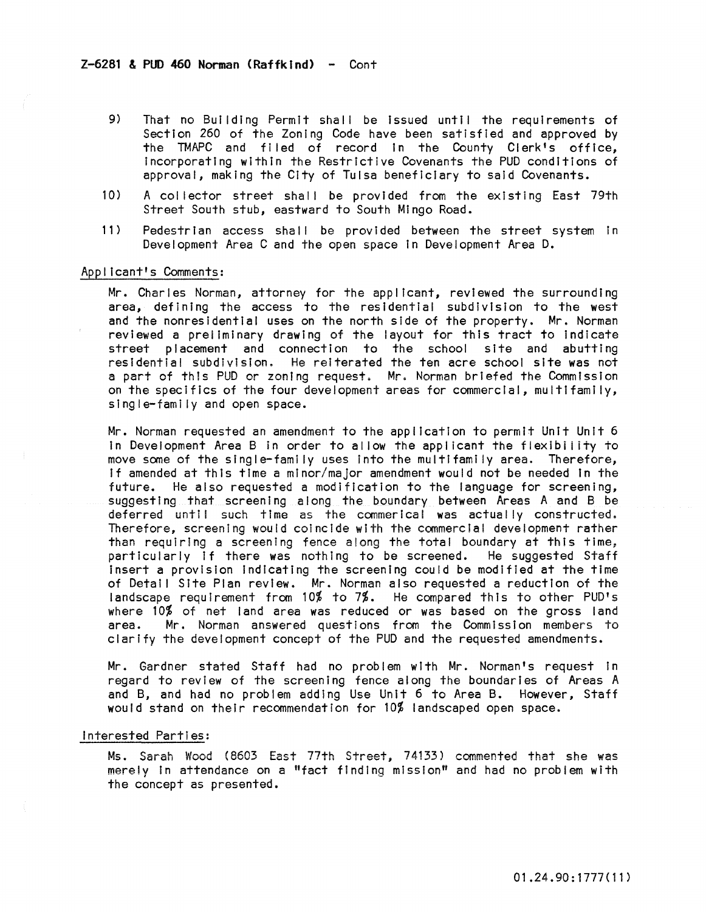**Z-6281 & PUD 460 Norman (Raffkind) - Cont**

9) That no Building Permit shall be issued until the requirements of Section 260 of the Zoning Code have been satisfied and approved by the TMAPC and filed of record in the County Clerk's office, incorporating within the Restrictive Covenants the PUD conditions of approval, making the City of Tulsa beneficiary to said Covenants.

10) A collector street shall be provided from the existing East 79th Street South stub, eastward to South Mingo Road.

11) Pedestrian access shall be provided between the street system in Development Area C and the open space in Development Area D.

Applicant's Comments:

Mr. Charles Norman, attorney for the applicant, reviewed the surrounding area, defining the access to the residential subdivision to the west and the nonresidential uses on the north side of the property. Mr. Norman reviewed a preliminary drawing of the layout for this tract to indicate street placement and connection to the school site and abutting residential subdivision. He reiterated the ten acre school site was not a part of this PUD or zoning request. Mr. Norman briefed the Commission on the specifics of the four development areas for commercial, multifamily, single-family and open space.

Mr. Norman requested an amendment to the application to permit Unit Unit 6 in Development Area B in order to allow the applicant the flexibility to move some of the single-family uses into the multifamily area. Therefore, if amended at this time a minor/major amendment would not be needed in the future. He also requested a modification to the language for screening, suggesting that screening along the boundary between Areas A and B be deferred until such time as the commerical was actually constructed. Therefore, screening would coincide with the commercial development rather than requiring a screening fence along the total boundary at this time, particularly if there was nothing to be screened. He suggested Staff insert a provision indicating the screening could be modified at the time of Detail Site Plan review. Mr. Norman also requested a reduction of the landscape requirement from 10% to 7%. He compared this to other PUD's where 10% of net land area was reduced or was based on the gross land area. Mr. Norman answered questions from the Commission members to clarify the development concept of the PUD and the requested amendments.

Mr. Gardner stated Staff had no problem with Mr. Norman's request in regard to review of the screening fence along the boundaries of Areas A and B, and had no problem adding Use Unit 6 to Area B. However, Staff would stand on their recommendation for 10% landscaped open space.

Interested Parties:

Ms. Sarah Wood (8603 East 77th Street, 74133) commented that she was merely in attendance on a "fact finding mission" and had no problem with the concept as presented.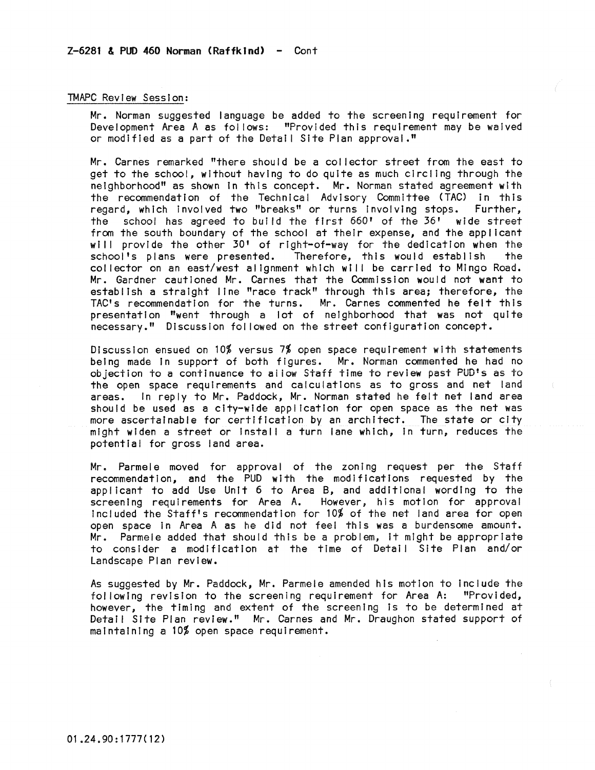**Z-6281 & PUD 460 Norman (Raffkind) - Cont**

TMAPC Review Session:

Mr. Norman suggested language be added to the screening requirement for Development Area A as follows: "Provided this requirement may be waived or modified as a part of the Detail Site Plan approval."

Mr. Carnes remarked "there should be a collector street from the east to get to the school, without having to do quite as much circling through the neighborhood" as shown in this concept. Mr. Norman stated agreement with the recommendation of the Technical Advisory Committee (TAC) in this regard, which involved two "breaks" or turns involving stops. Further, the school has agreed to build the first 660' of the 36' wide street from the south boundary of the school at their expense, and the applicant will provide the other 30' of right-of-way for the dedication when the school's plans were presented. Therefore, this would establish the collector on an east/west alignment which will be carried to Mingo Road. Mr. Gardner cautioned Mr. Carnes that the Commission would not want to establish a straight line "race track" through this area; therefore, the TAC's recommendation for the turns. Mr. Carnes commented he felt this presentation "went through a lot of neighborhood that was not quite necessary." Discussion followed on the street configuration concept.

Discussion ensued on 10% versus 7% open space requirement with statements being made in support of both figures. Mr. Norman commented he had no objection to a continuance to allow Staff time to review past PUD's as to the open space requirements and calculations as to gross and net land areas. In reply to Mr. Paddock, Mr. Norman stated he felt net land area should be used as a city-wide application for open space as the net was more ascertainable for certification by an architect. The state or city might widen a street or install a turn lane which, in turn, reduces the potential for gross land area.

Mr. Parmele moved for approval of the zoning request per the Staff recommendation, and the PUD with the modifications requested by the applicant to add Use Unit 6 to Area B, and additional wording to the screening requirements for Area A. However, his motion for approval included the Staff's recommendation for 10% of the net land area for open open space in Area A as he did not feel this was a burdensome amount. Mr. Parmele added that should this be a problem, it might be appropriate to consider a modification at the time of Detail Site Plan and/or Landscape Plan review.

As suggested by Mr. Paddock, Mr. Parmele amended his motion to include the following revision to the screening requirement for Area A: "Provided, however, the timing and extent of the screening is to be determined at Detail Site Plan review." Mr. Carnes and Mr. Draughon stated support of maintaining a 10% open space requirement.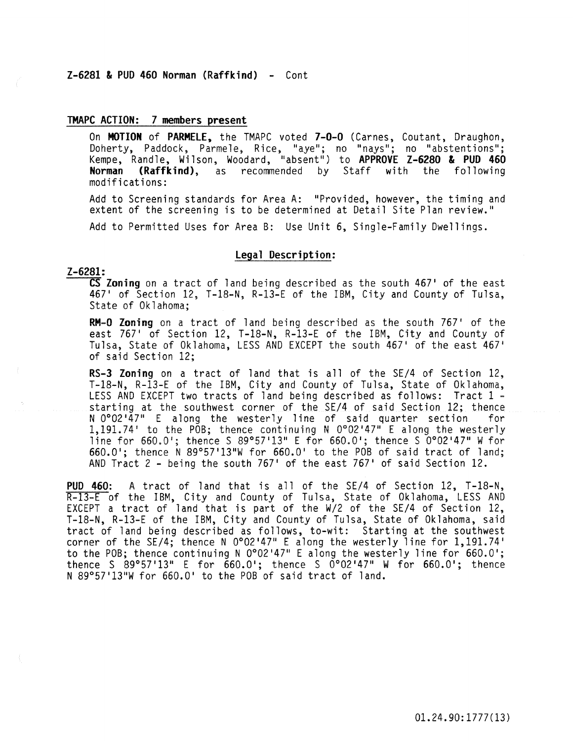**Z-6281 & PUD 460 Norman (Raffkind)** - Cont

**TMAPC ACTION: 7 members present**

On **MOTION** of **PARMELE**, the TMAPC voted **7-0-0** (Carnes, Coutant, Draughon, Doherty, Paddock, Parmele, Rice, "aye"; no "nays"; no "abstentions"; Kempe, Randle, Wilson, Woodard, "absent") to **APPROVE Z-6280 & PUD 460 Norman (Raffkind)**, as recommended by Staff with the following modifications:

Add to Screening standards for Area A: "Provided, however, the timing and extent of the screening is to be determined at Detail Site Plan review."

Add to Permitted Uses for Area B: Use Unit 6, Single-Family Dwellings.

## Legal Description:

**Z-6281:**

**CS Zoning** on a tract of land being described as the south 467' of the east 467' of Section 12, T-18-N, R-13-E of the IBM, City and County of Tulsa, State of Oklahoma;

**RM-O Zoning** on a tract of land being described as the south 767' of the east 767' of Section 12, T-18-N, R-13-E of the IBM, City and County of Tulsa, State of Oklahoma, LESS AND EXCEPT the south 467' of the east 467' of said Section 12;

**RS-3 Zoning** on a tract of land that is all of the SE/4 of Section 12, T-18-N, R-13-E of the IBM, City and County of Tulsa, State of Oklahoma, LESS AND EXCEPT two tracts of land being described as follows: Tract 1 - starting at the southwest corner of the SE/4 of said Section 12; thence N 0°02'47" E along the westerly line of said quarter section for 1,191.74' to the POB; thence continuing N 0°02'47" E along the westerly line for 660.0'; thence S 89°57'13" E for 660.0'; thence S 0°02'47" W for 660.0'; thence N 89°57'13"W for 660.0' to the POB of said tract of land; AND Tract 2 - being the south 767' of the east 767' of said Section 12.

**PUD 460:** A tract of land that is all of the SE/4 of Section 12, T-18-N, R-13-E of the IBM, City and County of Tulsa, State of Oklahoma, LESS AND EXCEPT a tract of land that is part of the W/2 of the SE/4 of Section 12, T-18-N, R-13-E of the IBM, City and County of Tulsa, State of Oklahoma, said tract of land being described as follows, to-wit: Starting at the southwest corner of the SE/4; thence N 0°02'47" E along the westerly line for 1,191.74' to the POB; thence continuing N 0°02'47" E along the westerly line for 660.0'; thence S 89°57'13" E for 660.0'; thence S 0°02'47" W for 660.0'; thence N 89°57'13"W for 660.0' to the POB of said tract of land.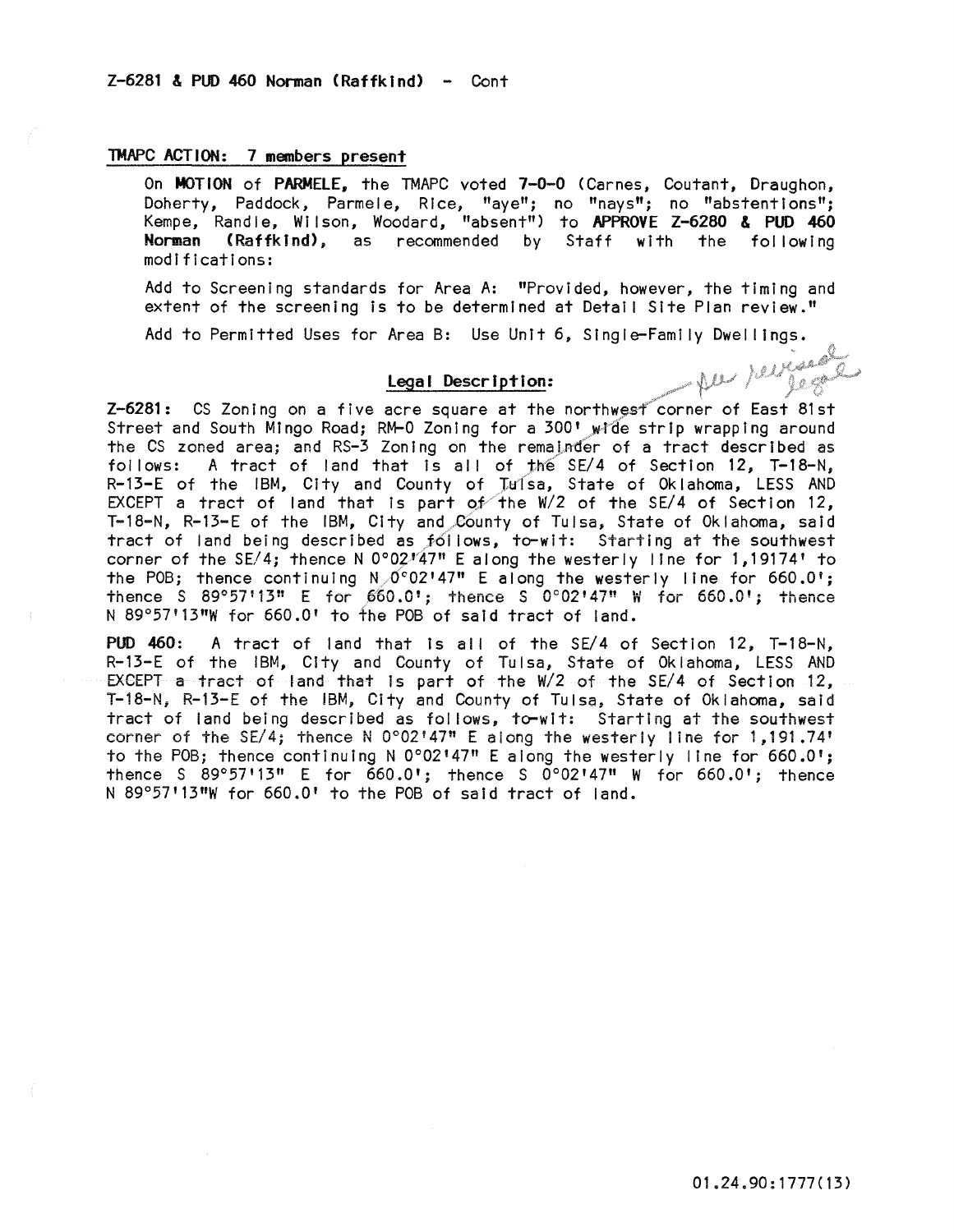Z-6281 & PUD 460 Norman (Raffkind) - Cont

**TMAPC ACTION: 7 members present**

On **MOTION** of **PARMELE**, the TMAPC voted **7-0-0** (Carnes, Coutant, Draughon, Doherty, Paddock, Parmele, Rice, "aye"; no "nays"; no "abstentions"; Kempe, Randle, Wilson, Woodard, "absent") to **APPROVE Z-6280 & PUD 460 Norman (Raffkind)**, as recommended by Staff with the following modifications:

Add to Screening standards for Area A: "Provided, however, the timing and extent of the screening is to be determined at Detail Site Plan review."

Add to Permitted Uses for Area B: Use Unit 6, Single-Family Dwellings.

**Legal Description:** *see revised legal*

**Z-6281:** CS Zoning on a five acre square at the northwest corner of East 81st Street and South Mingo Road; RM-0 Zoning for a 300' wide strip wrapping around the CS zoned area; and RS-3 Zoning on the remainder of a tract described as follows: A tract of land that is all of the SE/4 of Section 12, T-18-N, R-13-E of the IBM, City and County of Tulsa, State of Oklahoma, LESS AND EXCEPT a tract of land that is part of the W/2 of the SE/4 of Section 12, T-18-N, R-13-E of the IBM, City and County of Tulsa, State of Oklahoma, said tract of land being described as follows, to-wit: Starting at the southwest corner of the SE/4; thence N 0°02'47" E along the westerly line for 1,19174' to the POB; thence continuing N 0°02'47" E along the westerly line for 660.0'; thence S 89°57'13" E for 660.0'; thence S 0°02'47" W for 660.0'; thence N 89°57'13"W for 660.0' to the POB of said tract of land.

**PUD 460:** A tract of land that is all of the SE/4 of Section 12, T-18-N, R-13-E of the IBM, City and County of Tulsa, State of Oklahoma, LESS AND EXCEPT a tract of land that is part of the W/2 of the SE/4 of Section 12, T-18-N, R-13-E of the IBM, City and County of Tulsa, State of Oklahoma, said tract of land being described as follows, to-wit: Starting at the southwest corner of the SE/4; thence N 0°02'47" E along the westerly line for 1,191.74' to the POB; thence continuing N 0°02'47" E along the westerly line for 660.0'; thence S 89°57'13" E for 660.0'; thence S 0°02'47" W for 660.0'; thence N 89°57'13"W for 660.0' to the POB of said tract of land.

01.24.90:1777(13)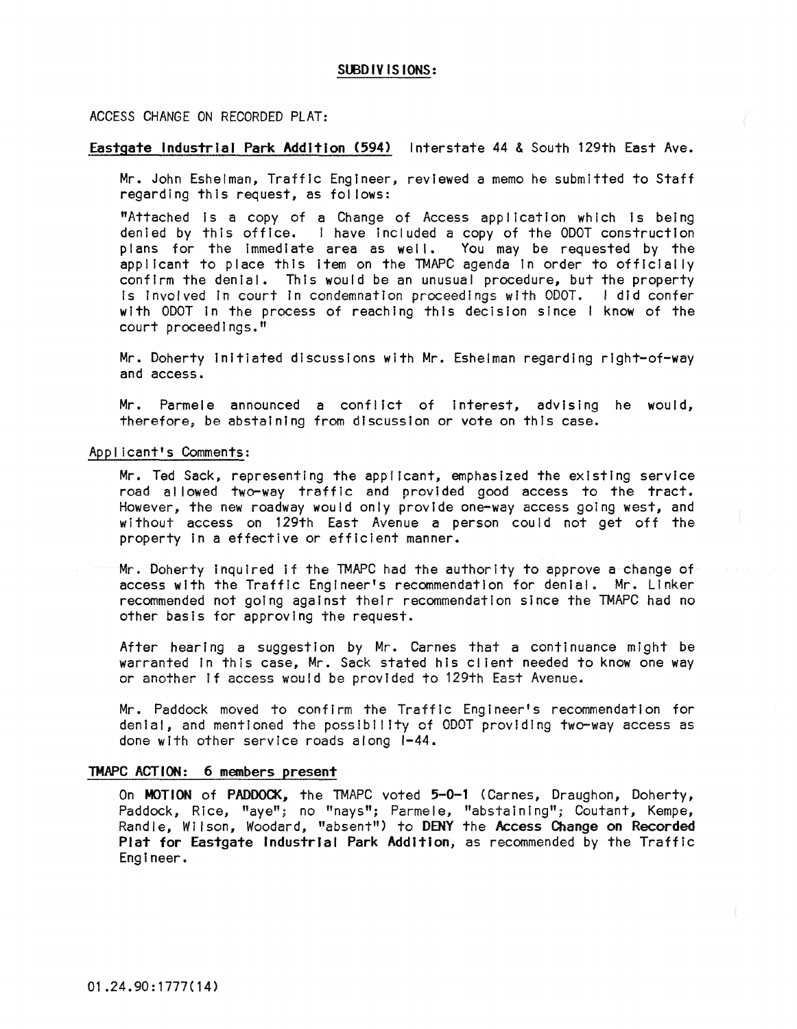## SUBDIVISIONS:

ACCESS CHANGE ON RECORDED PLAT:

**Eastgate Industrial Park Addition (594)** Interstate 44 & South 129th East Ave.

Mr. John Eshelman, Traffic Engineer, reviewed a memo he submitted to Staff regarding this request, as follows:

"Attached is a copy of a Change of Access application which is being denied by this office. I have included a copy of the ODOT construction plans for the immediate area as well. You may be requested by the applicant to place this item on the TMAPC agenda in order to officially confirm the denial. This would be an unusual procedure, but the property is involved in court in condemnation proceedings with ODOT. I did confer with ODOT in the process of reaching this decision since I know of the court proceedings."

Mr. Doherty initiated discussions with Mr. Eshelman regarding right-of-way and access.

Mr. Parmele announced a conflict of interest, advising he would, therefore, be abstaining from discussion or vote on this case.

Applicant's Comments:

Mr. Ted Sack, representing the applicant, emphasized the existing service road allowed two-way traffic and provided good access to the tract. However, the new roadway would only provide one-way access going west, and without access on 129th East Avenue a person could not get off the property in a effective or efficient manner.

Mr. Doherty inquired if the TMAPC had the authority to approve a change of access with the Traffic Engineer's recommendation for denial. Mr. Linker recommended not going against their recommendation since the TMAPC had no other basis for approving the request.

After hearing a suggestion by Mr. Carnes that a continuance might be warranted in this case, Mr. Sack stated his client needed to know one way or another if access would be provided to 129th East Avenue.

Mr. Paddock moved to confirm the Traffic Engineer's recommendation for denial, and mentioned the possibility of ODOT providing two-way access as done with other service roads along I-44.

**TMAPC ACTION: 6 members present**

On **MOTION** of **PADDOCK**, the TMAPC voted **5-0-1** (Carnes, Draughon, Doherty, Paddock, Rice, "aye"; no "nays"; Parmele, "abstaining"; Coutant, Kempe, Randle, Wilson, Woodard, "absent") to **DENY** the **Access Change on Recorded Plat for Eastgate Industrial Park Addition**, as recommended by the Traffic Engineer.

01.24.90:1777(14)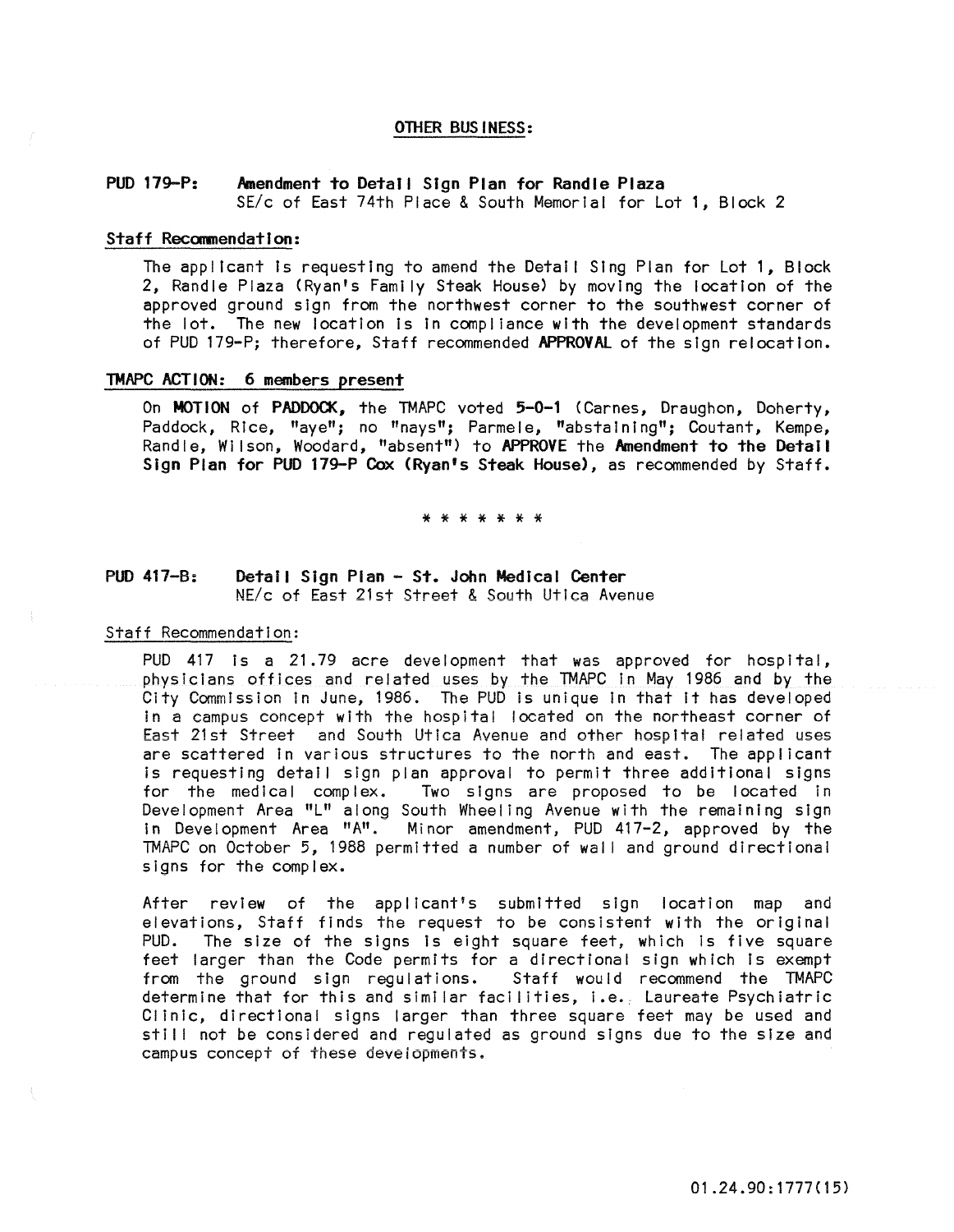## OTHER BUSINESS:

**PUD 179-P: Amendment to Detail Sign Plan for Randle Plaza**
SE/c of East 74th Place & South Memorial for Lot 1, Block 2

**Staff Recommendation:**

The applicant is requesting to amend the Detail Sing Plan for Lot 1, Block 2, Randle Plaza (Ryan's Family Steak House) by moving the location of the approved ground sign from the northwest corner to the southwest corner of the lot. The new location is in compliance with the development standards of PUD 179-P; therefore, Staff recommended **APPROVAL** of the sign relocation.

**TMAPC ACTION: 6 members present**

On **MOTION** of **PADDOCK**, the TMAPC voted **5-0-1** (Carnes, Draughon, Doherty, Paddock, Rice, "aye"; no "nays"; Parmele, "abstaining"; Coutant, Kempe, Randle, Wilson, Woodard, "absent") to **APPROVE** the **Amendment to the Detail Sign Plan for PUD 179-P Cox (Ryan's Steak House)**, as recommended by Staff.

\* \* \* \* \* \* \*

**PUD 417-B: Detail Sign Plan - St. John Medical Center**
NE/c of East 21st Street & South Utica Avenue

Staff Recommendation:

PUD 417 is a 21.79 acre development that was approved for hospital, physicians offices and related uses by the TMAPC in May 1986 and by the City Commission in June, 1986. The PUD is unique in that it has developed in a campus concept with the hospital located on the northeast corner of East 21st Street and South Utica Avenue and other hospital related uses are scattered in various structures to the north and east. The applicant is requesting detail sign plan approval to permit three additional signs for the medical complex. Two signs are proposed to be located in Development Area "L" along South Wheeling Avenue with the remaining sign in Development Area "A". Minor amendment, PUD 417-2, approved by the TMAPC on October 5, 1988 permitted a number of wall and ground directional signs for the complex.

After review of the applicant's submitted sign location map and elevations, Staff finds the request to be consistent with the original PUD. The size of the signs is eight square feet, which is five square feet larger than the Code permits for a directional sign which is exempt from the ground sign regulations. Staff would recommend the TMAPC determine that for this and similar facilities, i.e. Laureate Psychiatric Clinic, directional signs larger than three square feet may be used and still not be considered and regulated as ground signs due to the size and campus concept of these developments.

01.24.90:1777(15)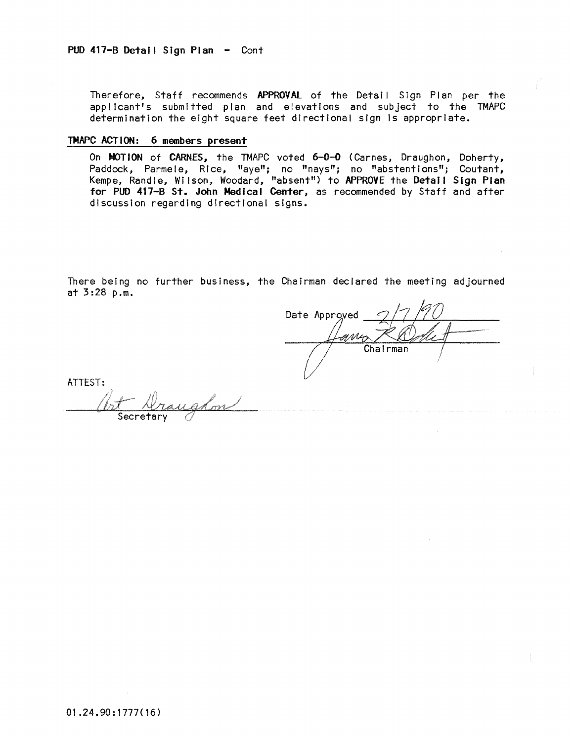**PUD 417-B Detail Sign Plan - Cont**

Therefore, Staff recommends **APPROVAL** of the Detail Sign Plan per the applicant's submitted plan and elevations and subject to the TMAPC determination the eight square feet directional sign is appropriate.

**TMAPC ACTION: 6 members present**

On **MOTION** of **CARNES**, the TMAPC voted **6-0-0** (Carnes, Draughon, Doherty, Paddock, Parmele, Rice, "aye"; no "nays"; no "abstentions"; Coutant, Kempe, Randle, Wilson, Woodard, "absent") to **APPROVE** the **Detail Sign Plan for PUD 417-B St. John Medical Center**, as recommended by Staff and after discussion regarding directional signs.

There being no further business, the Chairman declared the meeting adjourned at 3:28 p.m.

Date Approved 2/7/90

Chairman

ATTEST:

Secretary

01.24.90:1777(16)